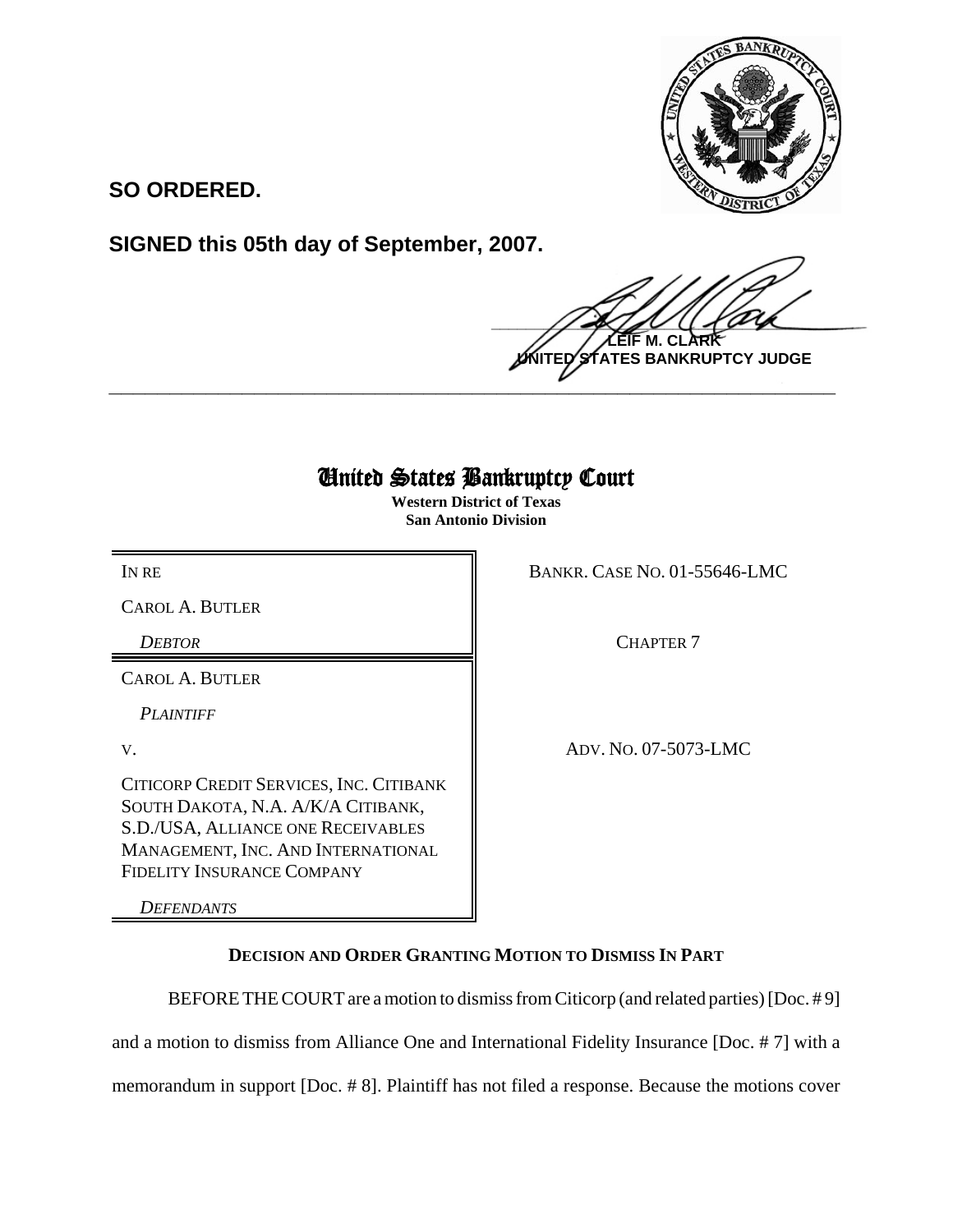**SO ORDERED.**

**SIGNED this 05th day of September, 2007.**

**LEIF M. CLARK**
**UNITED STATES BANKRUPTCY JUDGE**

---

# United States Bankruptcy Court

**Western District of Texas**
**San Antonio Division**

| | |
|---|---|
| IN RE<br><br>CAROL A. BUTLER<br><br>*DEBTOR* | BANKR. CASE NO. 01-55646-LMC<br><br>CHAPTER 7 |
| CAROL A. BUTLER<br><br>*PLAINTIFF*<br><br>V.<br><br>CITICORP CREDIT SERVICES, INC. CITIBANK SOUTH DAKOTA, N.A. A/K/A CITIBANK, S.D./USA, ALLIANCE ONE RECEIVABLES MANAGEMENT, INC. AND INTERNATIONAL FIDELITY INSURANCE COMPANY<br><br>*DEFENDANTS* | ADV. NO. 07-5073-LMC |

**DECISION AND ORDER GRANTING MOTION TO DISMISS IN PART**

BEFORE THE COURT are a motion to dismiss from Citicorp (and related parties) [Doc. # 9] and a motion to dismiss from Alliance One and International Fidelity Insurance [Doc. # 7] with a memorandum in support [Doc. # 8]. Plaintiff has not filed a response. Because the motions cover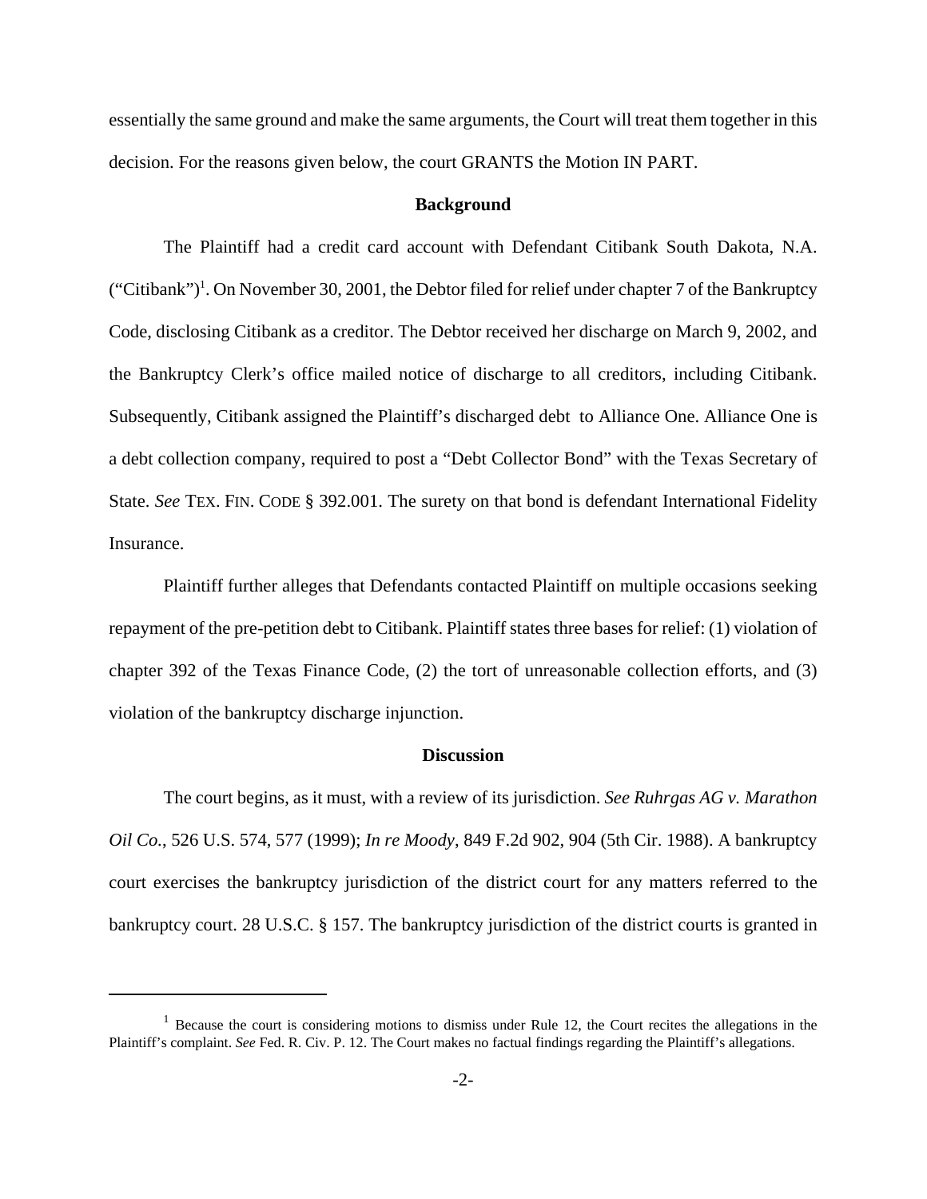essentially the same ground and make the same arguments, the Court will treat them together in this decision. For the reasons given below, the court GRANTS the Motion IN PART.

**Background**

The Plaintiff had a credit card account with Defendant Citibank South Dakota, N.A. ("Citibank")[1]. On November 30, 2001, the Debtor filed for relief under chapter 7 of the Bankruptcy Code, disclosing Citibank as a creditor. The Debtor received her discharge on March 9, 2002, and the Bankruptcy Clerk's office mailed notice of discharge to all creditors, including Citibank. Subsequently, Citibank assigned the Plaintiff's discharged debt to Alliance One. Alliance One is a debt collection company, required to post a "Debt Collector Bond" with the Texas Secretary of State. *See* TEX. FIN. CODE § 392.001. The surety on that bond is defendant International Fidelity Insurance.

Plaintiff further alleges that Defendants contacted Plaintiff on multiple occasions seeking repayment of the pre-petition debt to Citibank. Plaintiff states three bases for relief: (1) violation of chapter 392 of the Texas Finance Code, (2) the tort of unreasonable collection efforts, and (3) violation of the bankruptcy discharge injunction.

**Discussion**

The court begins, as it must, with a review of its jurisdiction. *See Ruhrgas AG v. Marathon Oil Co.*, 526 U.S. 574, 577 (1999); *In re Moody*, 849 F.2d 902, 904 (5th Cir. 1988). A bankruptcy court exercises the bankruptcy jurisdiction of the district court for any matters referred to the bankruptcy court. 28 U.S.C. § 157. The bankruptcy jurisdiction of the district courts is granted in

---

[1] Because the court is considering motions to dismiss under Rule 12, the Court recites the allegations in the Plaintiff's complaint. *See* Fed. R. Civ. P. 12. The Court makes no factual findings regarding the Plaintiff's allegations.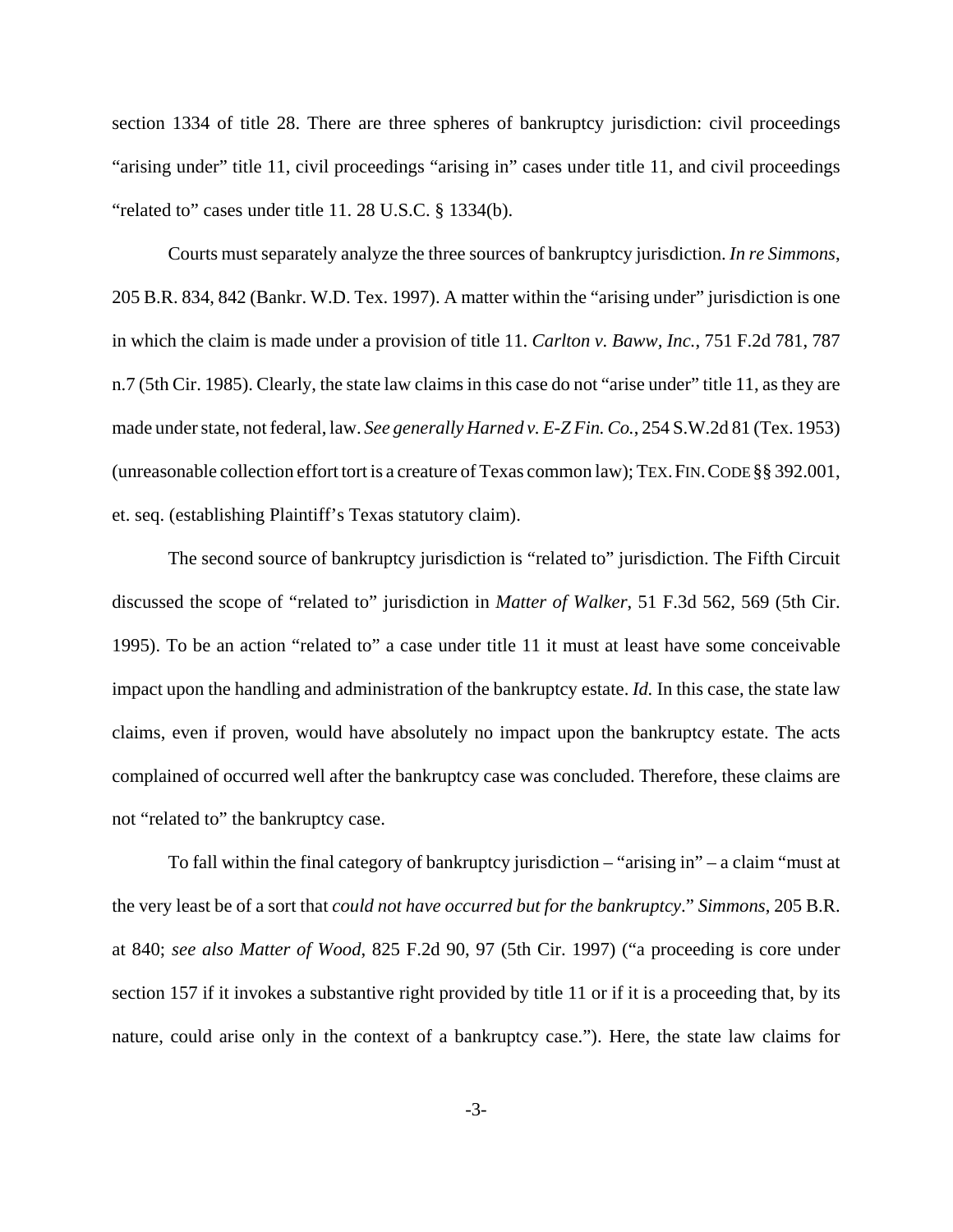section 1334 of title 28. There are three spheres of bankruptcy jurisdiction: civil proceedings "arising under" title 11, civil proceedings "arising in" cases under title 11, and civil proceedings "related to" cases under title 11. 28 U.S.C. § 1334(b).

Courts must separately analyze the three sources of bankruptcy jurisdiction. *In re Simmons*, 205 B.R. 834, 842 (Bankr. W.D. Tex. 1997). A matter within the "arising under" jurisdiction is one in which the claim is made under a provision of title 11. *Carlton v. Baww, Inc.*, 751 F.2d 781, 787 n.7 (5th Cir. 1985). Clearly, the state law claims in this case do not "arise under" title 11, as they are made under state, not federal, law. *See generally Harned v. E-Z Fin. Co.*, 254 S.W.2d 81 (Tex. 1953) (unreasonable collection effort tort is a creature of Texas common law); TEX. FIN. CODE §§ 392.001, et. seq. (establishing Plaintiff's Texas statutory claim).

The second source of bankruptcy jurisdiction is "related to" jurisdiction. The Fifth Circuit discussed the scope of "related to" jurisdiction in *Matter of Walker*, 51 F.3d 562, 569 (5th Cir. 1995). To be an action "related to" a case under title 11 it must at least have some conceivable impact upon the handling and administration of the bankruptcy estate. *Id.* In this case, the state law claims, even if proven, would have absolutely no impact upon the bankruptcy estate. The acts complained of occurred well after the bankruptcy case was concluded. Therefore, these claims are not "related to" the bankruptcy case.

To fall within the final category of bankruptcy jurisdiction – "arising in" – a claim "must at the very least be of a sort that *could not have occurred but for the bankruptcy*." *Simmons*, 205 B.R. at 840; *see also Matter of Wood*, 825 F.2d 90, 97 (5th Cir. 1997) ("a proceeding is core under section 157 if it invokes a substantive right provided by title 11 or if it is a proceeding that, by its nature, could arise only in the context of a bankruptcy case."). Here, the state law claims for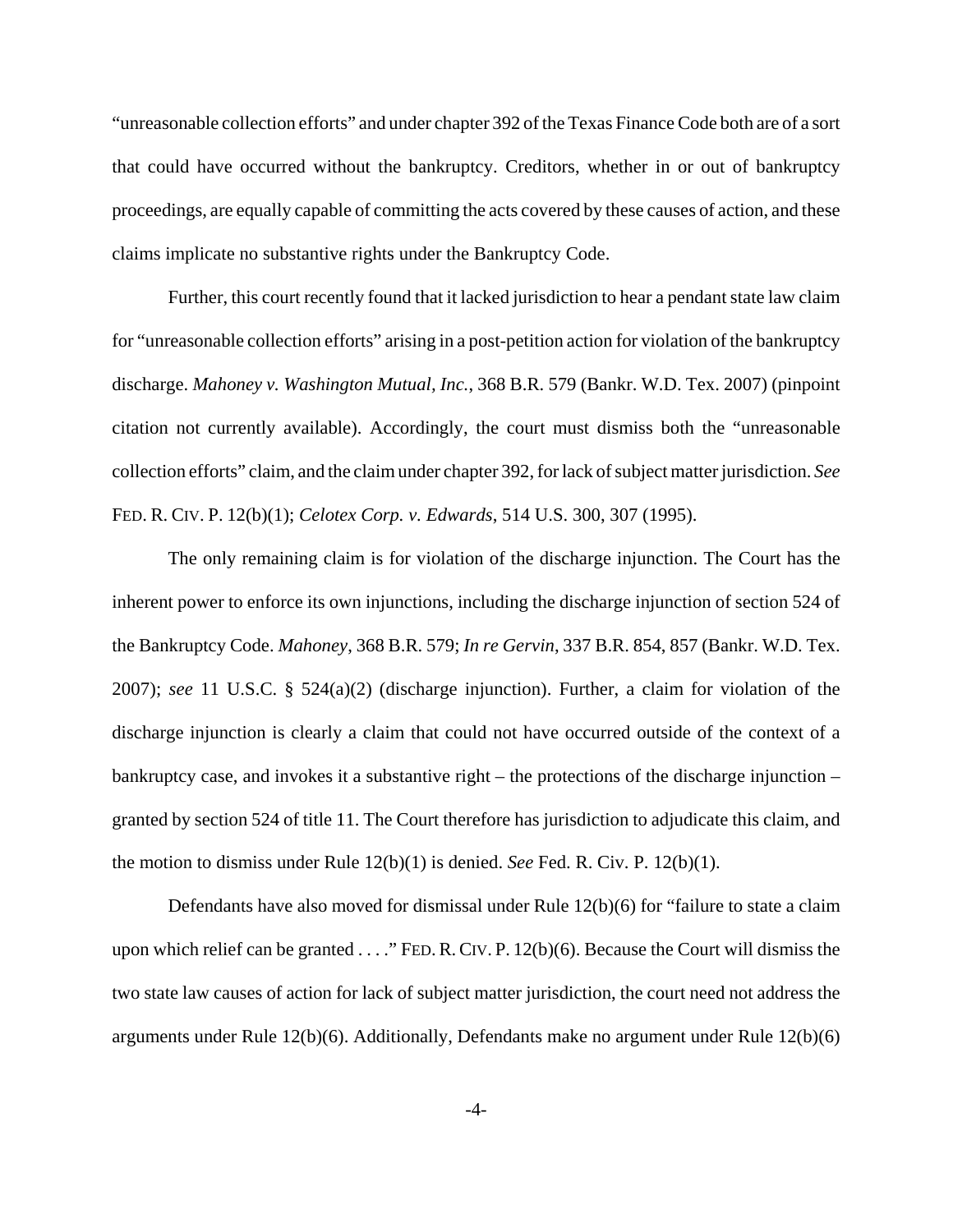"unreasonable collection efforts" and under chapter 392 of the Texas Finance Code both are of a sort that could have occurred without the bankruptcy. Creditors, whether in or out of bankruptcy proceedings, are equally capable of committing the acts covered by these causes of action, and these claims implicate no substantive rights under the Bankruptcy Code.

Further, this court recently found that it lacked jurisdiction to hear a pendant state law claim for "unreasonable collection efforts" arising in a post-petition action for violation of the bankruptcy discharge. *Mahoney v. Washington Mutual, Inc.*, 368 B.R. 579 (Bankr. W.D. Tex. 2007) (pinpoint citation not currently available). Accordingly, the court must dismiss both the "unreasonable collection efforts" claim, and the claim under chapter 392, for lack of subject matter jurisdiction. *See* FED. R. CIV. P. 12(b)(1); *Celotex Corp. v. Edwards*, 514 U.S. 300, 307 (1995).

The only remaining claim is for violation of the discharge injunction. The Court has the inherent power to enforce its own injunctions, including the discharge injunction of section 524 of the Bankruptcy Code. *Mahoney*, 368 B.R. 579; *In re Gervin*, 337 B.R. 854, 857 (Bankr. W.D. Tex. 2007); *see* 11 U.S.C. § 524(a)(2) (discharge injunction). Further, a claim for violation of the discharge injunction is clearly a claim that could not have occurred outside of the context of a bankruptcy case, and invokes it a substantive right – the protections of the discharge injunction – granted by section 524 of title 11. The Court therefore has jurisdiction to adjudicate this claim, and the motion to dismiss under Rule 12(b)(1) is denied. *See* Fed. R. Civ. P. 12(b)(1).

Defendants have also moved for dismissal under Rule 12(b)(6) for "failure to state a claim upon which relief can be granted . . . ." FED. R. CIV. P. 12(b)(6). Because the Court will dismiss the two state law causes of action for lack of subject matter jurisdiction, the court need not address the arguments under Rule 12(b)(6). Additionally, Defendants make no argument under Rule 12(b)(6)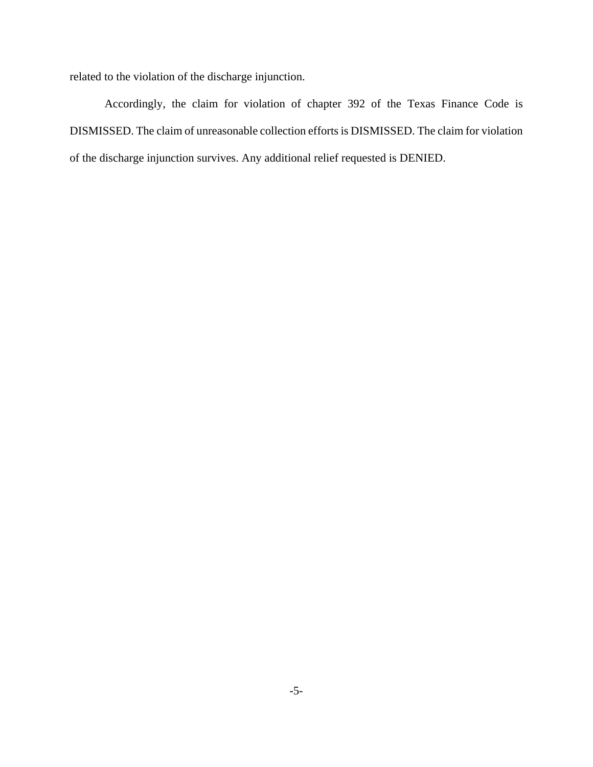related to the violation of the discharge injunction.

Accordingly, the claim for violation of chapter 392 of the Texas Finance Code is DISMISSED. The claim of unreasonable collection efforts is DISMISSED. The claim for violation of the discharge injunction survives. Any additional relief requested is DENIED.